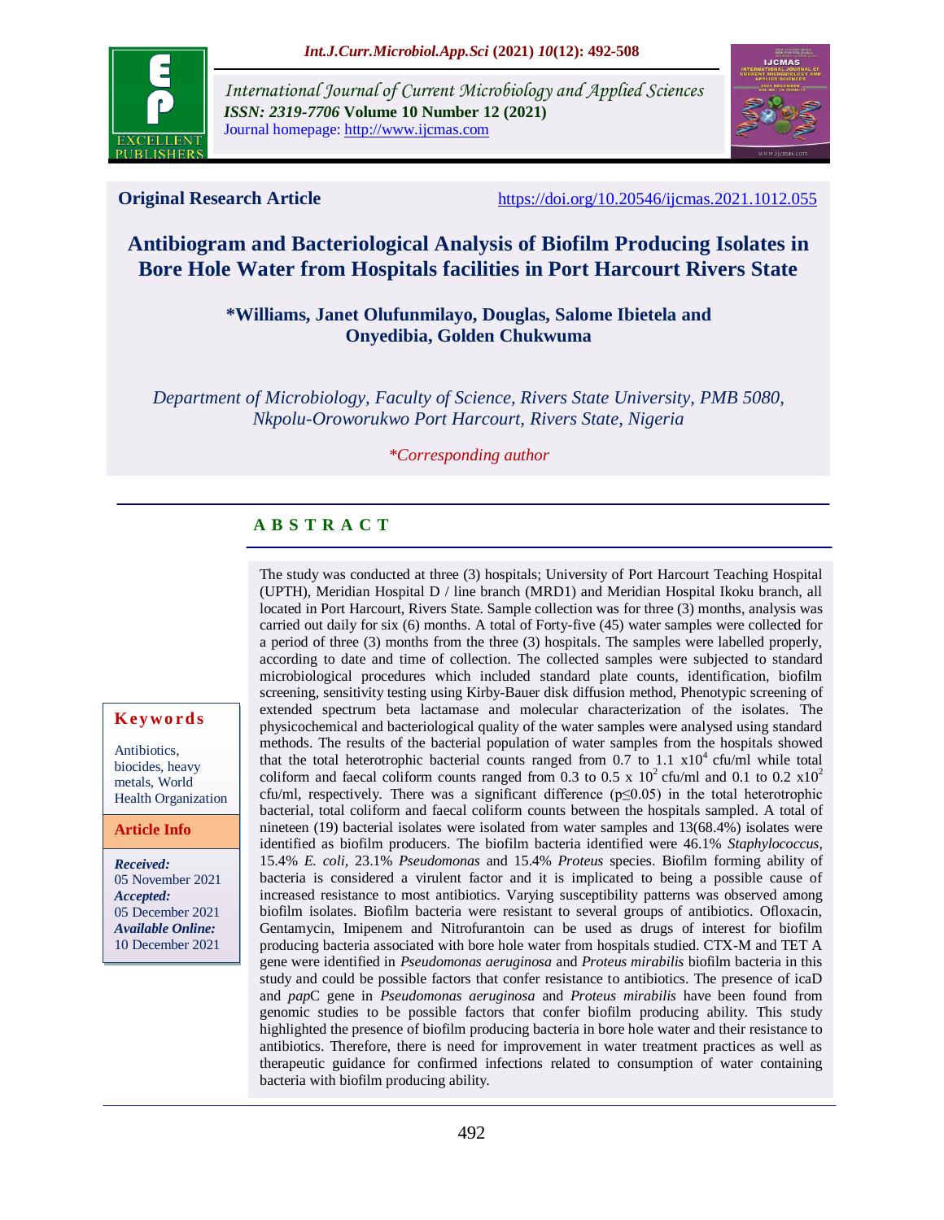Original Research Article

https://doi.org/10.20546/ijcmas.2021.1012.055

# Antibiogram and Bacteriological Analysis of Biofilm Producing Isolates in Bore Hole Water from Hospitals facilities in Port Harcourt Rivers State

**\*Williams, Janet Olufunmilayo, Douglas, Salome Ibietela and Onyedibia, Golden Chukwuma**

*Department of Microbiology, Faculty of Science, Rivers State University, PMB 5080, Nkpolu-Oroworukwo Port Harcourt, Rivers State, Nigeria*

*\*Corresponding author*

## ABSTRACT

**Keywords**

Antibiotics, biocides, heavy metals, World Health Organization

**Article Info**

***Received:*** 05 November 2021
***Accepted:*** 05 December 2021
***Available Online:*** 10 December 2021

The study was conducted at three (3) hospitals; University of Port Harcourt Teaching Hospital (UPTH), Meridian Hospital D / line branch (MRD1) and Meridian Hospital Ikoku branch, all located in Port Harcourt, Rivers State. Sample collection was for three (3) months, analysis was carried out daily for six (6) months. A total of Forty-five (45) water samples were collected for a period of three (3) months from the three (3) hospitals. The samples were labelled properly, according to date and time of collection. The collected samples were subjected to standard microbiological procedures which included standard plate counts, identification, biofilm screening, sensitivity testing using Kirby-Bauer disk diffusion method, Phenotypic screening of extended spectrum beta lactamase and molecular characterization of the isolates. The physicochemical and bacteriological quality of the water samples were analysed using standard methods. The results of the bacterial population of water samples from the hospitals showed that the total heterotrophic bacterial counts ranged from 0.7 to 1.1 $x10^4$ cfu/ml while total coliform and faecal coliform counts ranged from 0.3 to 0.5 x $10^2$ cfu/ml and 0.1 to 0.2 $x10^2$ cfu/ml, respectively. There was a significant difference ($p \leq 0.05$) in the total heterotrophic bacterial, total coliform and faecal coliform counts between the hospitals sampled. A total of nineteen (19) bacterial isolates were isolated from water samples and 13(68.4%) isolates were identified as biofilm producers. The biofilm bacteria identified were 46.1% *Staphylococcus,* 15.4% *E. coli,* 23.1% *Pseudomonas* and 15.4% *Proteus* species. Biofilm forming ability of bacteria is considered a virulent factor and it is implicated to being a possible cause of increased resistance to most antibiotics. Varying susceptibility patterns was observed among biofilm isolates. Biofilm bacteria were resistant to several groups of antibiotics. Ofloxacin, Gentamycin, Imipenem and Nitrofurantoin can be used as drugs of interest for biofilm producing bacteria associated with bore hole water from hospitals studied. CTX-M and TET A gene were identified in *Pseudomonas aeruginosa* and *Proteus mirabilis* biofilm bacteria in this study and could be possible factors that confer resistance to antibiotics. The presence of icaD and *pap*C gene in *Pseudomonas aeruginosa* and *Proteus mirabilis* have been found from genomic studies to be possible factors that confer biofilm producing ability. This study highlighted the presence of biofilm producing bacteria in bore hole water and their resistance to antibiotics. Therefore, there is need for improvement in water treatment practices as well as therapeutic guidance for confirmed infections related to consumption of water containing bacteria with biofilm producing ability.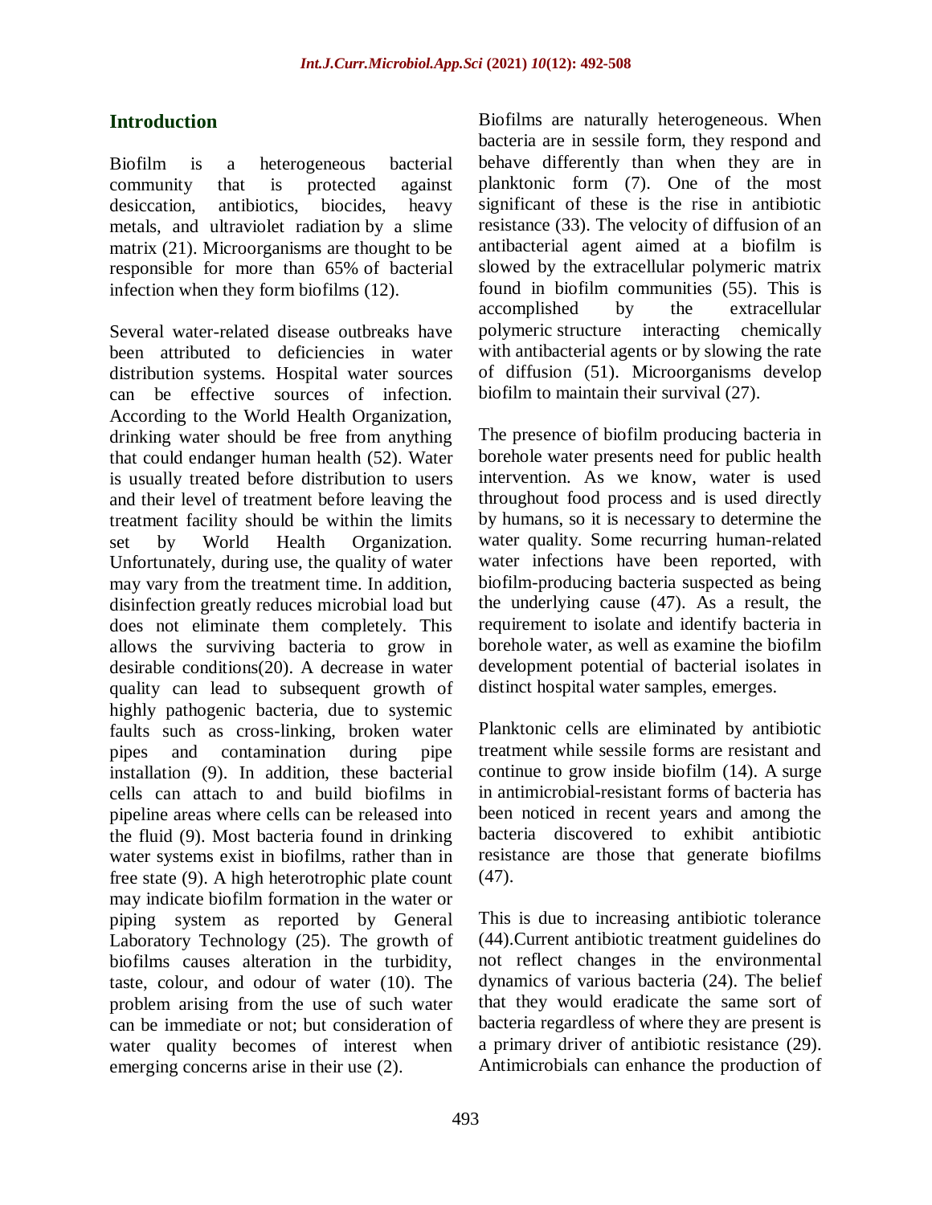## Introduction

Biofilm is a heterogeneous bacterial community that is protected against desiccation, antibiotics, biocides, heavy metals, and ultraviolet radiation by a slime matrix (21). Microorganisms are thought to be responsible for more than 65% of bacterial infection when they form biofilms (12).

Several water-related disease outbreaks have been attributed to deficiencies in water distribution systems. Hospital water sources can be effective sources of infection. According to the World Health Organization, drinking water should be free from anything that could endanger human health (52). Water is usually treated before distribution to users and their level of treatment before leaving the treatment facility should be within the limits set by World Health Organization. Unfortunately, during use, the quality of water may vary from the treatment time. In addition, disinfection greatly reduces microbial load but does not eliminate them completely. This allows the surviving bacteria to grow in desirable conditions(20). A decrease in water quality can lead to subsequent growth of highly pathogenic bacteria, due to systemic faults such as cross-linking, broken water pipes and contamination during pipe installation (9). In addition, these bacterial cells can attach to and build biofilms in pipeline areas where cells can be released into the fluid (9). Most bacteria found in drinking water systems exist in biofilms, rather than in free state (9). A high heterotrophic plate count may indicate biofilm formation in the water or piping system as reported by General Laboratory Technology (25). The growth of biofilms causes alteration in the turbidity, taste, colour, and odour of water (10). The problem arising from the use of such water can be immediate or not; but consideration of water quality becomes of interest when emerging concerns arise in their use (2).

Biofilms are naturally heterogeneous. When bacteria are in sessile form, they respond and behave differently than when they are in planktonic form (7). One of the most significant of these is the rise in antibiotic resistance (33). The velocity of diffusion of an antibacterial agent aimed at a biofilm is slowed by the extracellular polymeric matrix found in biofilm communities (55). This is accomplished by the extracellular polymeric structure interacting chemically with antibacterial agents or by slowing the rate of diffusion (51). Microorganisms develop biofilm to maintain their survival (27).

The presence of biofilm producing bacteria in borehole water presents need for public health intervention. As we know, water is used throughout food process and is used directly by humans, so it is necessary to determine the water quality. Some recurring human-related water infections have been reported, with biofilm-producing bacteria suspected as being the underlying cause (47). As a result, the requirement to isolate and identify bacteria in borehole water, as well as examine the biofilm development potential of bacterial isolates in distinct hospital water samples, emerges.

Planktonic cells are eliminated by antibiotic treatment while sessile forms are resistant and continue to grow inside biofilm (14). A surge in antimicrobial-resistant forms of bacteria has been noticed in recent years and among the bacteria discovered to exhibit antibiotic resistance are those that generate biofilms (47).

This is due to increasing antibiotic tolerance (44).Current antibiotic treatment guidelines do not reflect changes in the environmental dynamics of various bacteria (24). The belief that they would eradicate the same sort of bacteria regardless of where they are present is a primary driver of antibiotic resistance (29). Antimicrobials can enhance the production of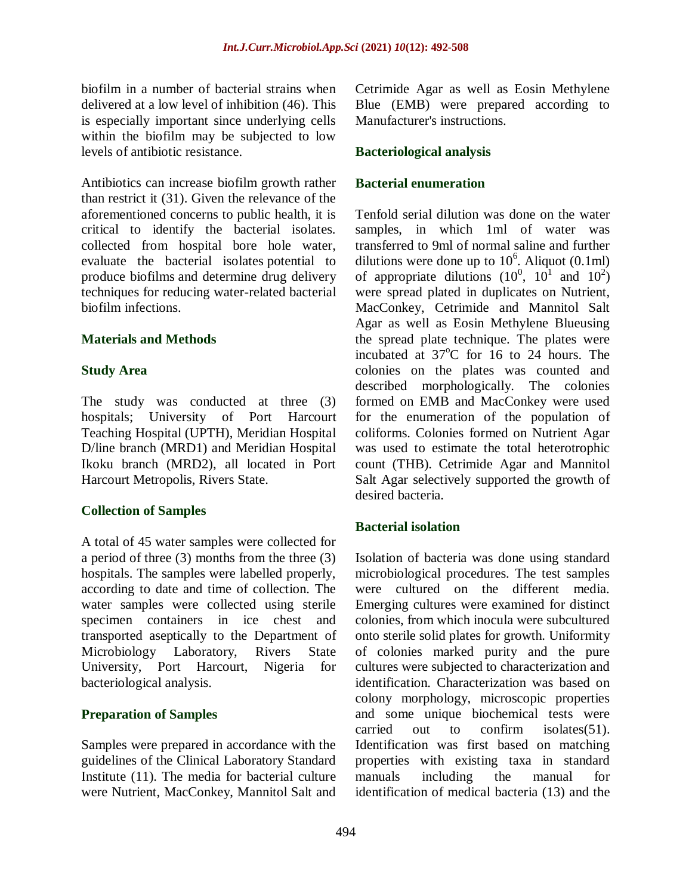biofilm in a number of bacterial strains when delivered at a low level of inhibition (46). This is especially important since underlying cells within the biofilm may be subjected to low levels of antibiotic resistance.

Antibiotics can increase biofilm growth rather than restrict it (31). Given the relevance of the aforementioned concerns to public health, it is critical to identify the bacterial isolates. collected from hospital bore hole water, evaluate the bacterial isolates potential to produce biofilms and determine drug delivery techniques for reducing water-related bacterial biofilm infections.

## Materials and Methods

### Study Area

The study was conducted at three (3) hospitals; University of Port Harcourt Teaching Hospital (UPTH), Meridian Hospital D/line branch (MRD1) and Meridian Hospital Ikoku branch (MRD2), all located in Port Harcourt Metropolis, Rivers State.

### Collection of Samples

A total of 45 water samples were collected for a period of three (3) months from the three (3) hospitals. The samples were labelled properly, according to date and time of collection. The water samples were collected using sterile specimen containers in ice chest and transported aseptically to the Department of Microbiology Laboratory, Rivers State University, Port Harcourt, Nigeria for bacteriological analysis.

### Preparation of Samples

Samples were prepared in accordance with the guidelines of the Clinical Laboratory Standard Institute (11). The media for bacterial culture were Nutrient, MacConkey, Mannitol Salt and Cetrimide Agar as well as Eosin Methylene Blue (EMB) were prepared according to Manufacturer's instructions.

### Bacteriological analysis

### Bacterial enumeration

Tenfold serial dilution was done on the water samples, in which 1ml of water was transferred to 9ml of normal saline and further dilutions were done up to $10^6$. Aliquot (0.1ml) of appropriate dilutions ($10^0$, $10^1$ and $10^2$) were spread plated in duplicates on Nutrient, MacConkey, Cetrimide and Mannitol Salt Agar as well as Eosin Methylene Blueusing the spread plate technique. The plates were incubated at $37^oC$ for 16 to 24 hours. The colonies on the plates was counted and described morphologically. The colonies formed on EMB and MacConkey were used for the enumeration of the population of coliforms. Colonies formed on Nutrient Agar was used to estimate the total heterotrophic count (THB). Cetrimide Agar and Mannitol Salt Agar selectively supported the growth of desired bacteria.

### Bacterial isolation

Isolation of bacteria was done using standard microbiological procedures. The test samples were cultured on the different media. Emerging cultures were examined for distinct colonies, from which inocula were subcultured onto sterile solid plates for growth. Uniformity of colonies marked purity and the pure cultures were subjected to characterization and identification. Characterization was based on colony morphology, microscopic properties and some unique biochemical tests were carried out to confirm isolates(51). Identification was first based on matching properties with existing taxa in standard manuals including the manual for identification of medical bacteria (13) and the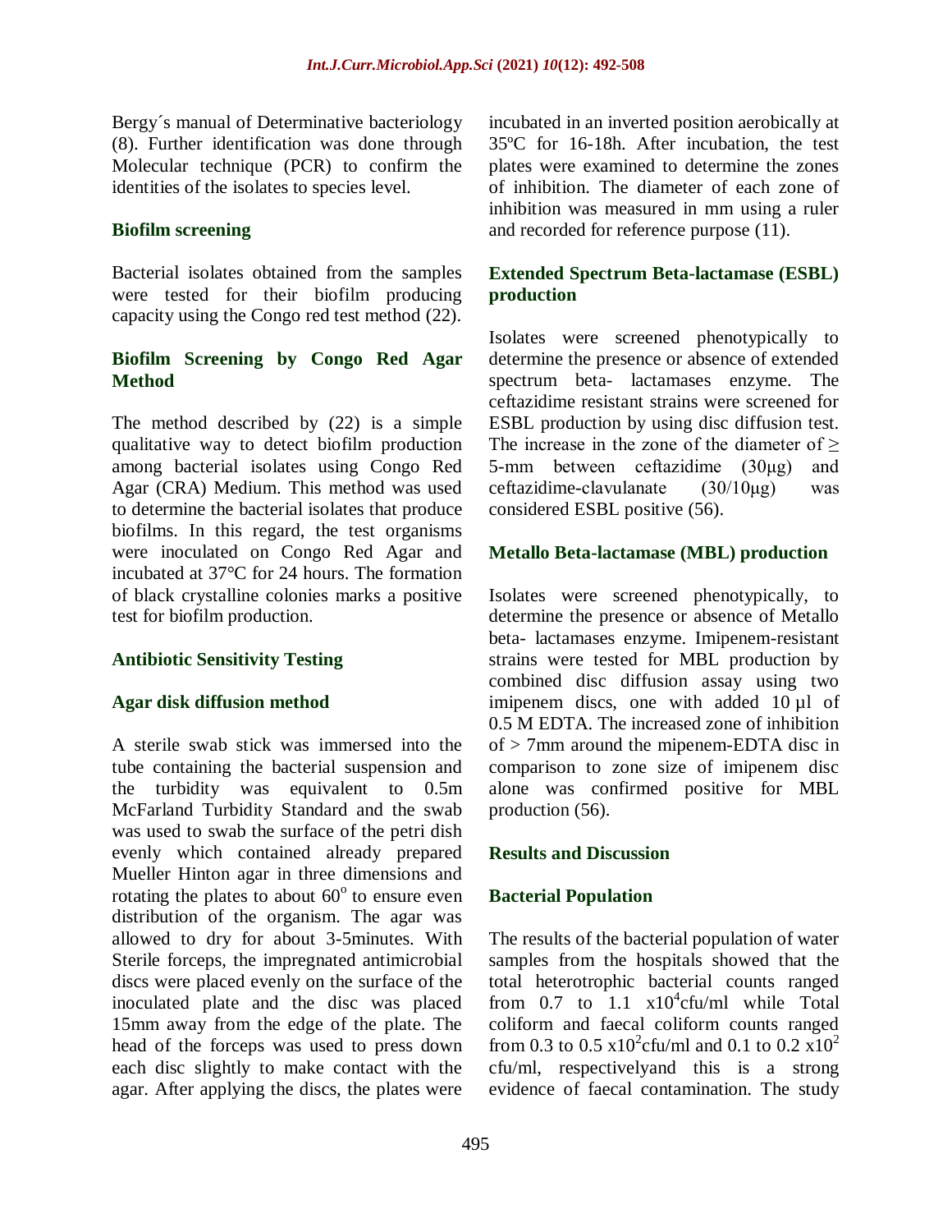Bergy´s manual of Determinative bacteriology (8). Further identification was done through Molecular technique (PCR) to confirm the identities of the isolates to species level.

### Biofilm screening

Bacterial isolates obtained from the samples were tested for their biofilm producing capacity using the Congo red test method (22).

### Biofilm Screening by Congo Red Agar Method

The method described by (22) is a simple qualitative way to detect biofilm production among bacterial isolates using Congo Red Agar (CRA) Medium. This method was used to determine the bacterial isolates that produce biofilms. In this regard, the test organisms were inoculated on Congo Red Agar and incubated at 37°C for 24 hours. The formation of black crystalline colonies marks a positive test for biofilm production.

### Antibiotic Sensitivity Testing

### Agar disk diffusion method

A sterile swab stick was immersed into the tube containing the bacterial suspension and the turbidity was equivalent to 0.5m McFarland Turbidity Standard and the swab was used to swab the surface of the petri dish evenly which contained already prepared Mueller Hinton agar in three dimensions and rotating the plates to about $60^o$ to ensure even distribution of the organism. The agar was allowed to dry for about 3-5minutes. With Sterile forceps, the impregnated antimicrobial discs were placed evenly on the surface of the inoculated plate and the disc was placed 15mm away from the edge of the plate. The head of the forceps was used to press down each disc slightly to make contact with the agar. After applying the discs, the plates were incubated in an inverted position aerobically at 35ºC for 16-18h. After incubation, the test plates were examined to determine the zones of inhibition. The diameter of each zone of inhibition was measured in mm using a ruler and recorded for reference purpose (11).

### Extended Spectrum Beta-lactamase (ESBL) production

Isolates were screened phenotypically to determine the presence or absence of extended spectrum beta- lactamases enzyme. The ceftazidime resistant strains were screened for ESBL production by using disc diffusion test. The increase in the zone of the diameter of ≥ 5-mm between ceftazidime (30μg) and ceftazidime-clavulanate (30/10μg) was considered ESBL positive (56).

### Metallo Beta-lactamase (MBL) production

Isolates were screened phenotypically, to determine the presence or absence of Metallo beta- lactamases enzyme. Imipenem-resistant strains were tested for MBL production by combined disc diffusion assay using two imipenem discs, one with added 10 µl of 0.5 M EDTA. The increased zone of inhibition of > 7mm around the mipenem-EDTA disc in comparison to zone size of imipenem disc alone was confirmed positive for MBL production (56).

## Results and Discussion

### Bacterial Population

The results of the bacterial population of water samples from the hospitals showed that the total heterotrophic bacterial counts ranged from 0.7 to 1.1 $x10^4$cfu/ml while Total coliform and faecal coliform counts ranged from 0.3 to 0.5 $x10^2$cfu/ml and 0.1 to 0.2 $x10^2$ cfu/ml, respectivelyand this is a strong evidence of faecal contamination. The study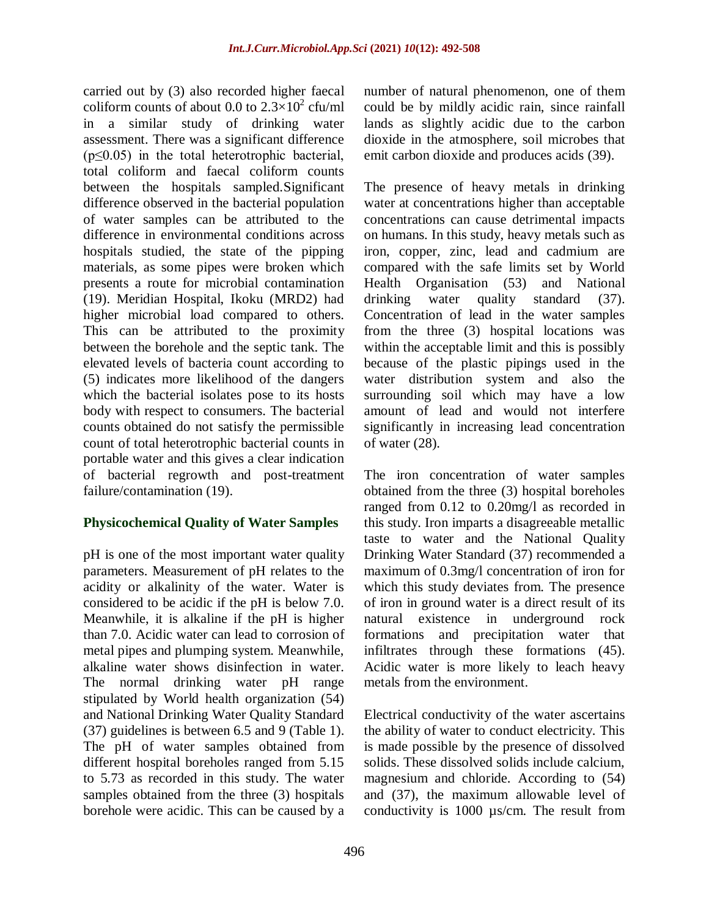carried out by (3) also recorded higher faecal coliform counts of about 0.0 to $2.3\times10^2$ cfu/ml in a similar study of drinking water assessment. There was a significant difference ($p\leq0.05$) in the total heterotrophic bacterial, total coliform and faecal coliform counts between the hospitals sampled.Significant difference observed in the bacterial population of water samples can be attributed to the difference in environmental conditions across hospitals studied, the state of the pipping materials, as some pipes were broken which presents a route for microbial contamination (19). Meridian Hospital, Ikoku (MRD2) had higher microbial load compared to others. This can be attributed to the proximity between the borehole and the septic tank. The elevated levels of bacteria count according to (5) indicates more likelihood of the dangers which the bacterial isolates pose to its hosts body with respect to consumers. The bacterial counts obtained do not satisfy the permissible count of total heterotrophic bacterial counts in portable water and this gives a clear indication of bacterial regrowth and post-treatment failure/contamination (19).

## Physicochemical Quality of Water Samples

pH is one of the most important water quality parameters. Measurement of pH relates to the acidity or alkalinity of the water. Water is considered to be acidic if the pH is below 7.0. Meanwhile, it is alkaline if the pH is higher than 7.0. Acidic water can lead to corrosion of metal pipes and plumping system. Meanwhile, alkaline water shows disinfection in water. The normal drinking water pH range stipulated by World health organization (54) and National Drinking Water Quality Standard (37) guidelines is between 6.5 and 9 (Table 1). The pH of water samples obtained from different hospital boreholes ranged from 5.15 to 5.73 as recorded in this study. The water samples obtained from the three (3) hospitals borehole were acidic. This can be caused by a number of natural phenomenon, one of them could be by mildly acidic rain, since rainfall lands as slightly acidic due to the carbon dioxide in the atmosphere, soil microbes that emit carbon dioxide and produces acids (39).

The presence of heavy metals in drinking water at concentrations higher than acceptable concentrations can cause detrimental impacts on humans. In this study, heavy metals such as iron, copper, zinc, lead and cadmium are compared with the safe limits set by World Health Organisation (53) and National drinking water quality standard (37). Concentration of lead in the water samples from the three (3) hospital locations was within the acceptable limit and this is possibly because of the plastic pipings used in the water distribution system and also the surrounding soil which may have a low amount of lead and would not interfere significantly in increasing lead concentration of water (28).

The iron concentration of water samples obtained from the three (3) hospital boreholes ranged from 0.12 to 0.20mg/l as recorded in this study. Iron imparts a disagreeable metallic taste to water and the National Quality Drinking Water Standard (37) recommended a maximum of 0.3mg/l concentration of iron for which this study deviates from. The presence of iron in ground water is a direct result of its natural existence in underground rock formations and precipitation water that infiltrates through these formations (45). Acidic water is more likely to leach heavy metals from the environment.

Electrical conductivity of the water ascertains the ability of water to conduct electricity. This is made possible by the presence of dissolved solids. These dissolved solids include calcium, magnesium and chloride. According to (54) and (37), the maximum allowable level of conductivity is 1000 µs/cm. The result from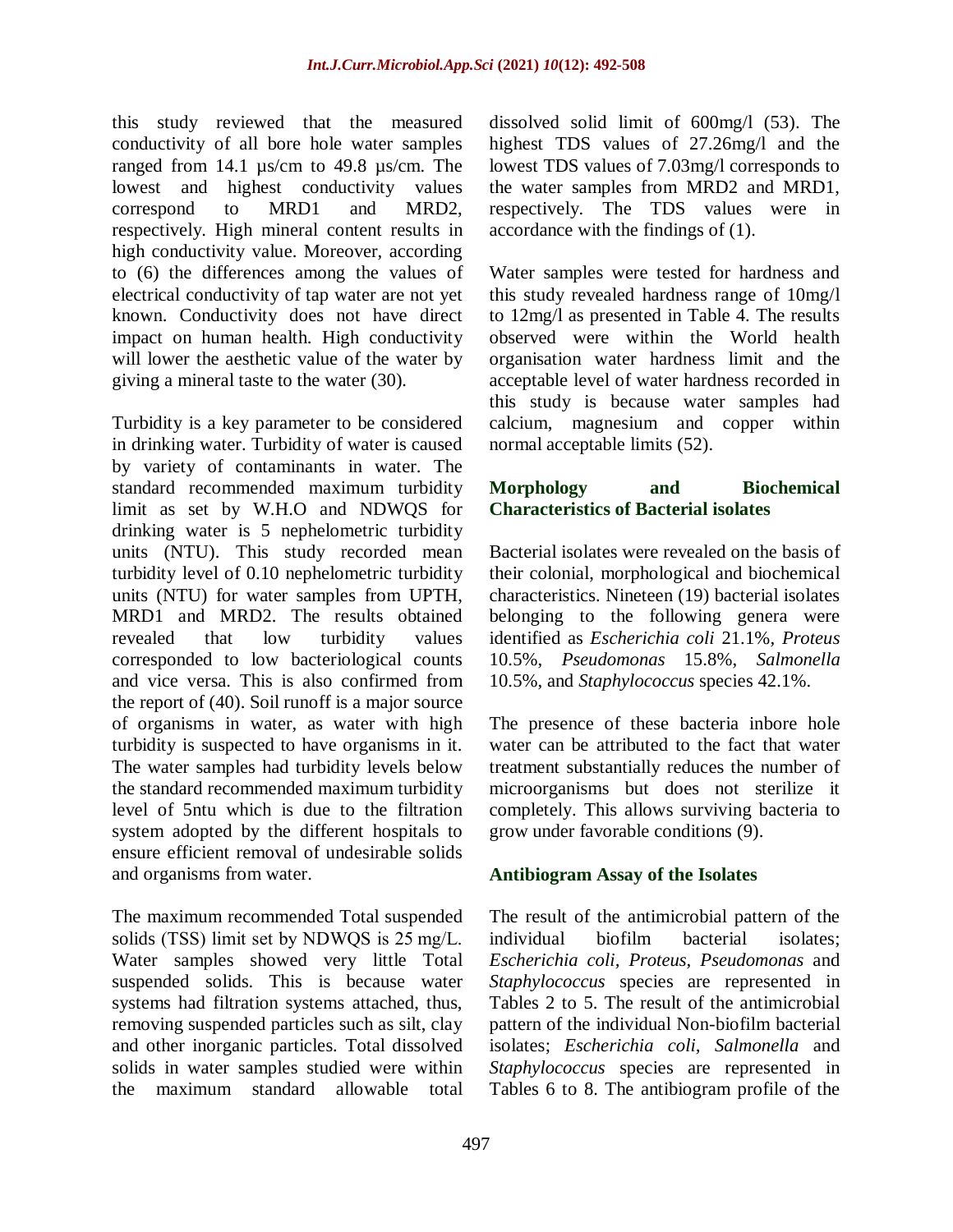this study reviewed that the measured conductivity of all bore hole water samples ranged from 14.1 µs/cm to 49.8 µs/cm. The lowest and highest conductivity values correspond to MRD1 and MRD2, respectively. High mineral content results in high conductivity value. Moreover, according to (6) the differences among the values of electrical conductivity of tap water are not yet known. Conductivity does not have direct impact on human health. High conductivity will lower the aesthetic value of the water by giving a mineral taste to the water (30).

Turbidity is a key parameter to be considered in drinking water. Turbidity of water is caused by variety of contaminants in water. The standard recommended maximum turbidity limit as set by W.H.O and NDWQS for drinking water is 5 nephelometric turbidity units (NTU). This study recorded mean turbidity level of 0.10 nephelometric turbidity units (NTU) for water samples from UPTH, MRD1 and MRD2. The results obtained revealed that low turbidity values corresponded to low bacteriological counts and vice versa. This is also confirmed from the report of (40). Soil runoff is a major source of organisms in water, as water with high turbidity is suspected to have organisms in it. The water samples had turbidity levels below the standard recommended maximum turbidity level of 5ntu which is due to the filtration system adopted by the different hospitals to ensure efficient removal of undesirable solids and organisms from water.

The maximum recommended Total suspended solids (TSS) limit set by NDWQS is 25 mg/L. Water samples showed very little Total suspended solids. This is because water systems had filtration systems attached, thus, removing suspended particles such as silt, clay and other inorganic particles. Total dissolved solids in water samples studied were within the maximum standard allowable total dissolved solid limit of 600mg/l (53). The highest TDS values of 27.26mg/l and the lowest TDS values of 7.03mg/l corresponds to the water samples from MRD2 and MRD1, respectively. The TDS values were in accordance with the findings of (1).

Water samples were tested for hardness and this study revealed hardness range of 10mg/l to 12mg/l as presented in Table 4. The results observed were within the World health organisation water hardness limit and the acceptable level of water hardness recorded in this study is because water samples had calcium, magnesium and copper within normal acceptable limits (52).

## Morphology and Biochemical Characteristics of Bacterial isolates

Bacterial isolates were revealed on the basis of their colonial, morphological and biochemical characteristics. Nineteen (19) bacterial isolates belonging to the following genera were identified as *Escherichia coli* 21.1%, *Proteus* 10.5%, *Pseudomonas* 15.8%, *Salmonella* 10.5%, and *Staphylococcus* species 42.1%.

The presence of these bacteria inbore hole water can be attributed to the fact that water treatment substantially reduces the number of microorganisms but does not sterilize it completely. This allows surviving bacteria to grow under favorable conditions (9).

## Antibiogram Assay of the Isolates

The result of the antimicrobial pattern of the individual biofilm bacterial isolates; *Escherichia coli, Proteus*, *Pseudomonas* and *Staphylococcus* species are represented in Tables 2 to 5. The result of the antimicrobial pattern of the individual Non-biofilm bacterial isolates; *Escherichia coli, Salmonella* and *Staphylococcus* species are represented in Tables 6 to 8. The antibiogram profile of the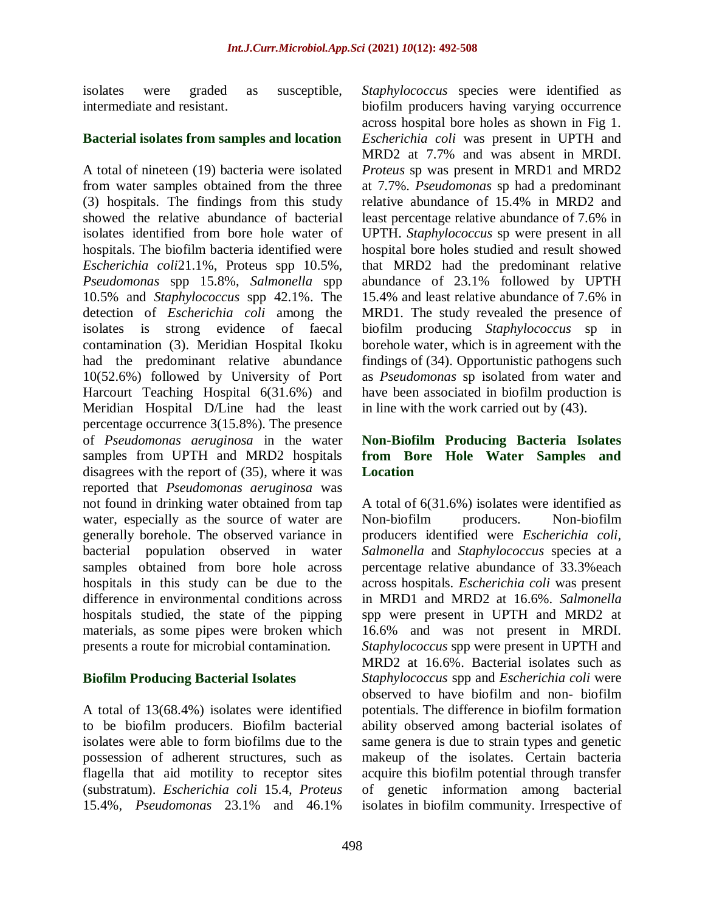isolates were graded as susceptible, intermediate and resistant.

## Bacterial isolates from samples and location

A total of nineteen (19) bacteria were isolated from water samples obtained from the three (3) hospitals. The findings from this study showed the relative abundance of bacterial isolates identified from bore hole water of hospitals. The biofilm bacteria identified were *Escherichia coli*21.1%, Proteus spp 10.5%, *Pseudomonas* spp 15.8%, *Salmonella* spp 10.5% and *Staphylococcus* spp 42.1%. The detection of *Escherichia coli* among the isolates is strong evidence of faecal contamination (3). Meridian Hospital Ikoku had the predominant relative abundance 10(52.6%) followed by University of Port Harcourt Teaching Hospital 6(31.6%) and Meridian Hospital D/Line had the least percentage occurrence 3(15.8%). The presence of *Pseudomonas aeruginosa* in the water samples from UPTH and MRD2 hospitals disagrees with the report of (35), where it was reported that *Pseudomonas aeruginosa* was not found in drinking water obtained from tap water, especially as the source of water are generally borehole. The observed variance in bacterial population observed in water samples obtained from bore hole across hospitals in this study can be due to the difference in environmental conditions across hospitals studied, the state of the pipping materials, as some pipes were broken which presents a route for microbial contamination.

## Biofilm Producing Bacterial Isolates

A total of 13(68.4%) isolates were identified to be biofilm producers. Biofilm bacterial isolates were able to form biofilms due to the possession of adherent structures, such as flagella that aid motility to receptor sites (substratum). *Escherichia coli* 15.4, *Proteus* 15.4%, *Pseudomonas* 23.1% and 46.1% *Staphylococcus* species were identified as biofilm producers having varying occurrence across hospital bore holes as shown in Fig 1. *Escherichia coli* was present in UPTH and MRD2 at 7.7% and was absent in MRDI. *Proteus* sp was present in MRD1 and MRD2 at 7.7%. *Pseudomonas* sp had a predominant relative abundance of 15.4% in MRD2 and least percentage relative abundance of 7.6% in UPTH. *Staphylococcus* sp were present in all hospital bore holes studied and result showed that MRD2 had the predominant relative abundance of 23.1% followed by UPTH 15.4% and least relative abundance of 7.6% in MRD1. The study revealed the presence of biofilm producing *Staphylococcus* sp in borehole water, which is in agreement with the findings of (34). Opportunistic pathogens such as *Pseudomonas* sp isolated from water and have been associated in biofilm production is in line with the work carried out by (43).

## Non-Biofilm Producing Bacteria Isolates from Bore Hole Water Samples and Location

A total of 6(31.6%) isolates were identified as Non-biofilm producers. Non-biofilm producers identified were *Escherichia coli*, *Salmonella* and *Staphylococcus* species at a percentage relative abundance of 33.3%each across hospitals. *Escherichia coli* was present in MRD1 and MRD2 at 16.6%. *Salmonella* spp were present in UPTH and MRD2 at 16.6% and was not present in MRDI. *Staphylococcus* spp were present in UPTH and MRD2 at 16.6%. Bacterial isolates such as *Staphylococcus* spp and *Escherichia coli* were observed to have biofilm and non- biofilm potentials. The difference in biofilm formation ability observed among bacterial isolates of same genera is due to strain types and genetic makeup of the isolates. Certain bacteria acquire this biofilm potential through transfer of genetic information among bacterial isolates in biofilm community. Irrespective of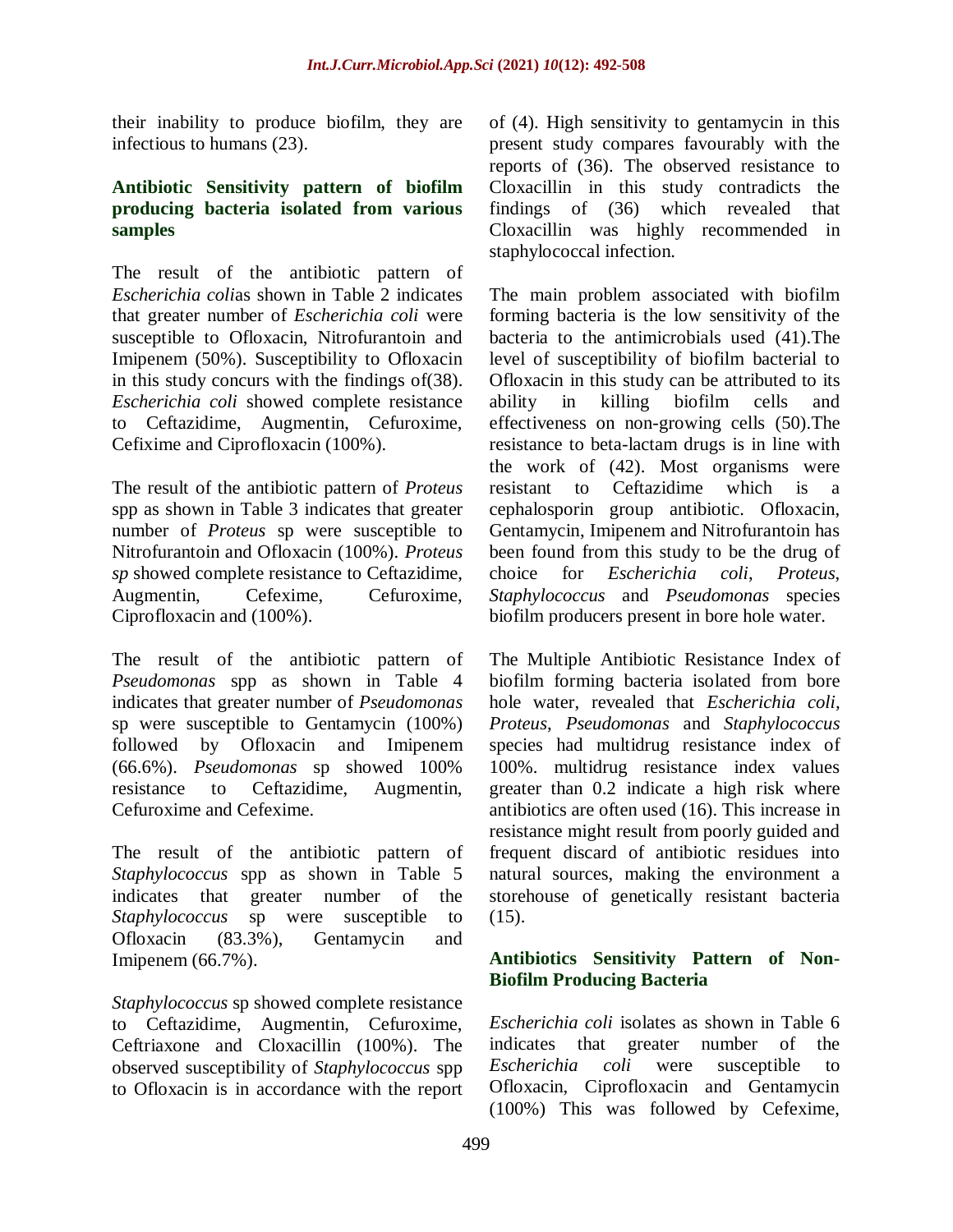their inability to produce biofilm, they are infectious to humans (23).

## Antibiotic Sensitivity pattern of biofilm producing bacteria isolated from various samples

The result of the antibiotic pattern of *Escherichia coli*as shown in Table 2 indicates that greater number of *Escherichia coli* were susceptible to Ofloxacin, Nitrofurantoin and Imipenem (50%). Susceptibility to Ofloxacin in this study concurs with the findings of(38). *Escherichia coli* showed complete resistance to Ceftazidime, Augmentin, Cefuroxime, Cefixime and Ciprofloxacin (100%).

The result of the antibiotic pattern of *Proteus* spp as shown in Table 3 indicates that greater number of *Proteus* sp were susceptible to Nitrofurantoin and Ofloxacin (100%). *Proteus sp* showed complete resistance to Ceftazidime, Augmentin, Cefexime, Cefuroxime, Ciprofloxacin and (100%).

The result of the antibiotic pattern of *Pseudomonas* spp as shown in Table 4 indicates that greater number of *Pseudomonas* sp were susceptible to Gentamycin (100%) followed by Ofloxacin and Imipenem (66.6%). *Pseudomonas* sp showed 100% resistance to Ceftazidime, Augmentin, Cefuroxime and Cefexime.

The result of the antibiotic pattern of *Staphylococcus* spp as shown in Table 5 indicates that greater number of the *Staphylococcus* sp were susceptible to Ofloxacin (83.3%), Gentamycin and Imipenem (66.7%).

*Staphylococcus* sp showed complete resistance to Ceftazidime, Augmentin, Cefuroxime, Ceftriaxone and Cloxacillin (100%). The observed susceptibility of *Staphylococcus* spp to Ofloxacin is in accordance with the report of (4). High sensitivity to gentamycin in this present study compares favourably with the reports of (36). The observed resistance to Cloxacillin in this study contradicts the findings of (36) which revealed that Cloxacillin was highly recommended in staphylococcal infection.

The main problem associated with biofilm forming bacteria is the low sensitivity of the bacteria to the antimicrobials used (41).The level of susceptibility of biofilm bacterial to Ofloxacin in this study can be attributed to its ability in killing biofilm cells and effectiveness on non-growing cells (50).The resistance to beta-lactam drugs is in line with the work of (42). Most organisms were resistant to Ceftazidime which is a cephalosporin group antibiotic. Ofloxacin, Gentamycin, Imipenem and Nitrofurantoin has been found from this study to be the drug of choice for *Escherichia coli*, *Proteus*, *Staphylococcus* and *Pseudomonas* species biofilm producers present in bore hole water.

The Multiple Antibiotic Resistance Index of biofilm forming bacteria isolated from bore hole water, revealed that *Escherichia coli*, *Proteus*, *Pseudomonas* and *Staphylococcus* species had multidrug resistance index of 100%. multidrug resistance index values greater than 0.2 indicate a high risk where antibiotics are often used (16). This increase in resistance might result from poorly guided and frequent discard of antibiotic residues into natural sources, making the environment a storehouse of genetically resistant bacteria (15).

## Antibiotics Sensitivity Pattern of Non-Biofilm Producing Bacteria

*Escherichia coli* isolates as shown in Table 6 indicates that greater number of the *Escherichia coli* were susceptible to Ofloxacin, Ciprofloxacin and Gentamycin (100%) This was followed by Cefexime,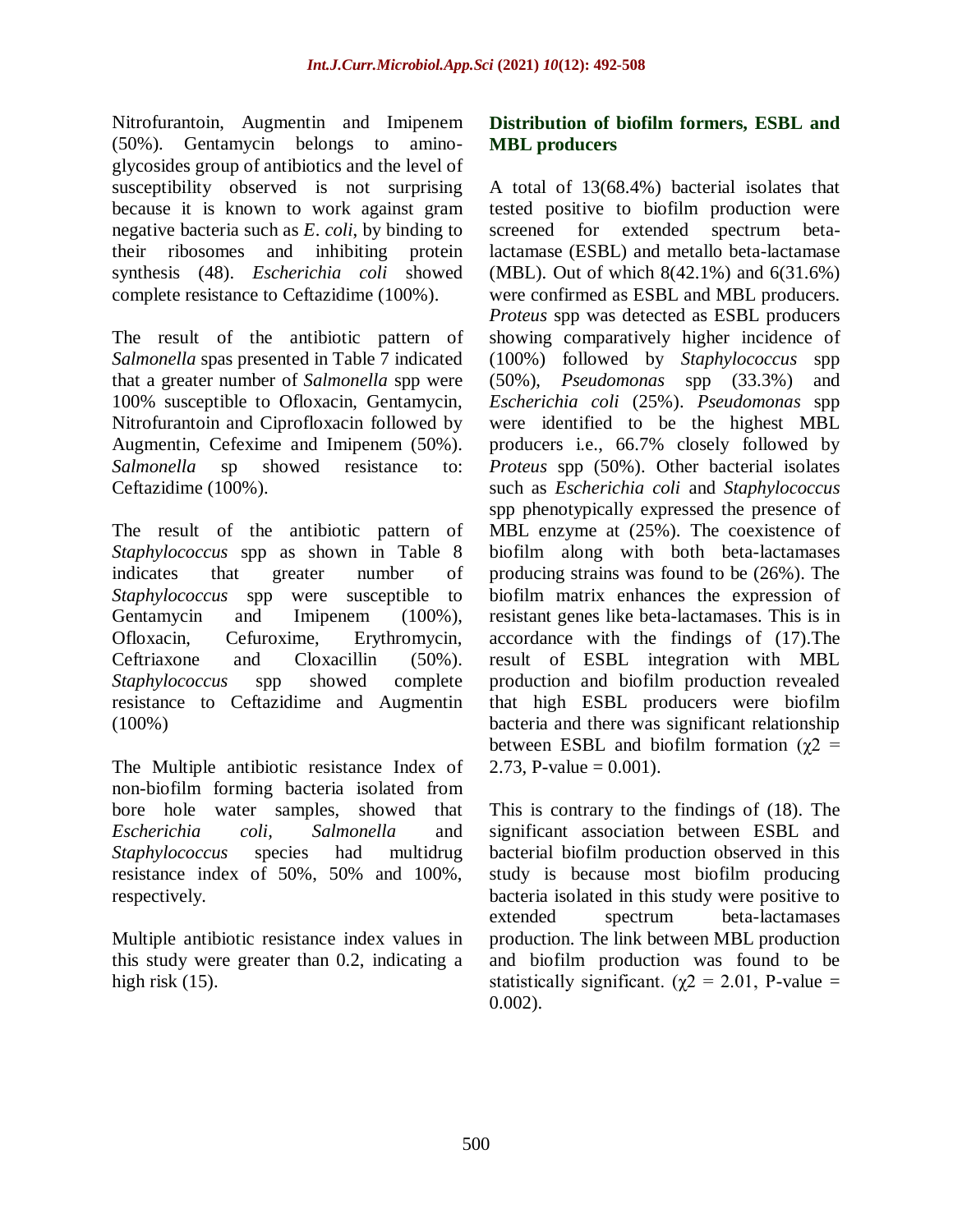Nitrofurantoin, Augmentin and Imipenem (50%). Gentamycin belongs to amino-glycosides group of antibiotics and the level of susceptibility observed is not surprising because it is known to work against gram negative bacteria such as *E. coli*, by binding to their ribosomes and inhibiting protein synthesis (48). *Escherichia coli* showed complete resistance to Ceftazidime (100%).

The result of the antibiotic pattern of *Salmonella* spas presented in Table 7 indicated that a greater number of *Salmonella* spp were 100% susceptible to Ofloxacin, Gentamycin, Nitrofurantoin and Ciprofloxacin followed by Augmentin, Cefexime and Imipenem (50%). *Salmonella* sp showed resistance to: Ceftazidime (100%).

The result of the antibiotic pattern of *Staphylococcus* spp as shown in Table 8 indicates that greater number of *Staphylococcus* spp were susceptible to Gentamycin and Imipenem (100%), Ofloxacin, Cefuroxime, Erythromycin, Ceftriaxone and Cloxacillin (50%). *Staphylococcus* spp showed complete resistance to Ceftazidime and Augmentin (100%)

The Multiple antibiotic resistance Index of non-biofilm forming bacteria isolated from bore hole water samples, showed that *Escherichia coli*, *Salmonella* and *Staphylococcus* species had multidrug resistance index of 50%, 50% and 100%, respectively.

Multiple antibiotic resistance index values in this study were greater than 0.2, indicating a high risk (15).

### Distribution of biofilm formers, ESBL and MBL producers

A total of 13(68.4%) bacterial isolates that tested positive to biofilm production were screened for extended spectrum beta-lactamase (ESBL) and metallo beta-lactamase (MBL). Out of which 8(42.1%) and 6(31.6%) were confirmed as ESBL and MBL producers. *Proteus* spp was detected as ESBL producers showing comparatively higher incidence of (100%) followed by *Staphylococcus* spp (50%), *Pseudomonas* spp (33.3%) and *Escherichia coli* (25%). *Pseudomonas* spp were identified to be the highest MBL producers i.e., 66.7% closely followed by *Proteus* spp (50%). Other bacterial isolates such as *Escherichia coli* and *Staphylococcus* spp phenotypically expressed the presence of MBL enzyme at (25%). The coexistence of biofilm along with both beta-lactamases producing strains was found to be (26%). The biofilm matrix enhances the expression of resistant genes like beta-lactamases. This is in accordance with the findings of (17).The result of ESBL integration with MBL production and biofilm production revealed that high ESBL producers were biofilm bacteria and there was significant relationship between ESBL and biofilm formation ($\chi2$ = 2.73, P-value = 0.001).

This is contrary to the findings of (18). The significant association between ESBL and bacterial biofilm production observed in this study is because most biofilm producing bacteria isolated in this study were positive to extended spectrum beta-lactamases production. The link between MBL production and biofilm production was found to be statistically significant. ($\chi2$ = 2.01, P-value = 0.002).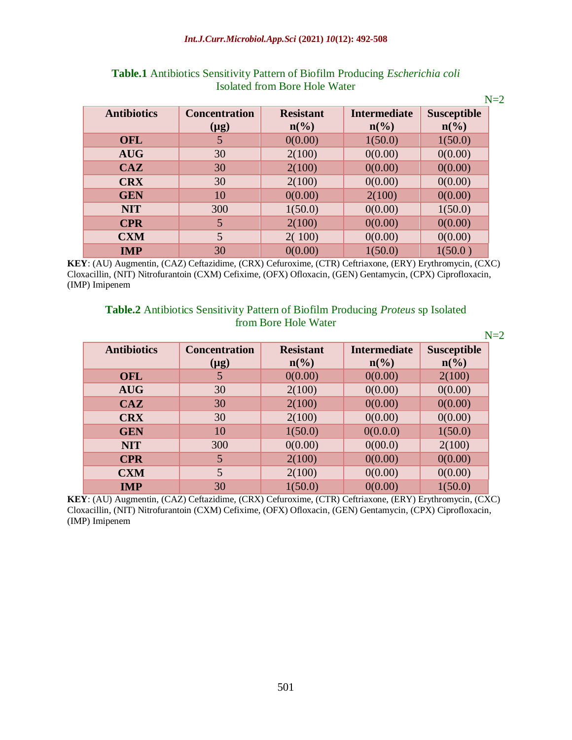**Table.1** Antibiotics Sensitivity Pattern of Biofilm Producing *Escherichia coli* Isolated from Bore Hole Water

N=2

| Antibiotics | Concentration (µg) | Resistant n(%) | Intermediate n(%) | Susceptible n(%) |
|---|---|---|---|---|
| **OFL** | 5 | 0(0.00) | 1(50.0) | 1(50.0) |
| **AUG** | 30 | 2(100) | 0(0.00) | 0(0.00) |
| **CAZ** | 30 | 2(100) | 0(0.00) | 0(0.00) |
| **CRX** | 30 | 2(100) | 0(0.00) | 0(0.00) |
| **GEN** | 10 | 0(0.00) | 2(100) | 0(0.00) |
| **NIT** | 300 | 1(50.0) | 0(0.00) | 1(50.0) |
| **CPR** | 5 | 2(100) | 0(0.00) | 0(0.00) |
| **CXM** | 5 | 2( 100) | 0(0.00) | 0(0.00) |
| **IMP** | 30 | 0(0.00) | 1(50.0) | 1(50.0 ) |

**KEY**: (AU) Augmentin, (CAZ) Ceftazidime, (CRX) Cefuroxime, (CTR) Ceftriaxone, (ERY) Erythromycin, (CXC) Cloxacillin, (NIT) Nitrofurantoin (CXM) Cefixime, (OFX) Ofloxacin, (GEN) Gentamycin, (CPX) Ciprofloxacin, (IMP) Imipenem

**Table.2** Antibiotics Sensitivity Pattern of Biofilm Producing *Proteus* sp Isolated from Bore Hole Water

N=2

| Antibiotics | Concentration (µg) | Resistant n(%) | Intermediate n(%) | Susceptible n(%) |
|---|---|---|---|---|
| **OFL** | 5 | 0(0.00) | 0(0.00) | 2(100) |
| **AUG** | 30 | 2(100) | 0(0.00) | 0(0.00) |
| **CAZ** | 30 | 2(100) | 0(0.00) | 0(0.00) |
| **CRX** | 30 | 2(100) | 0(0.00) | 0(0.00) |
| **GEN** | 10 | 1(50.0) | 0(0.0.0) | 1(50.0) |
| **NIT** | 300 | 0(0.00) | 0(00.0) | 2(100) |
| **CPR** | 5 | 2(100) | 0(0.00) | 0(0.00) |
| **CXM** | 5 | 2(100) | 0(0.00) | 0(0.00) |
| **IMP** | 30 | 1(50.0) | 0(0.00) | 1(50.0) |

**KEY**: (AU) Augmentin, (CAZ) Ceftazidime, (CRX) Cefuroxime, (CTR) Ceftriaxone, (ERY) Erythromycin, (CXC) Cloxacillin, (NIT) Nitrofurantoin (CXM) Cefixime, (OFX) Ofloxacin, (GEN) Gentamycin, (CPX) Ciprofloxacin, (IMP) Imipenem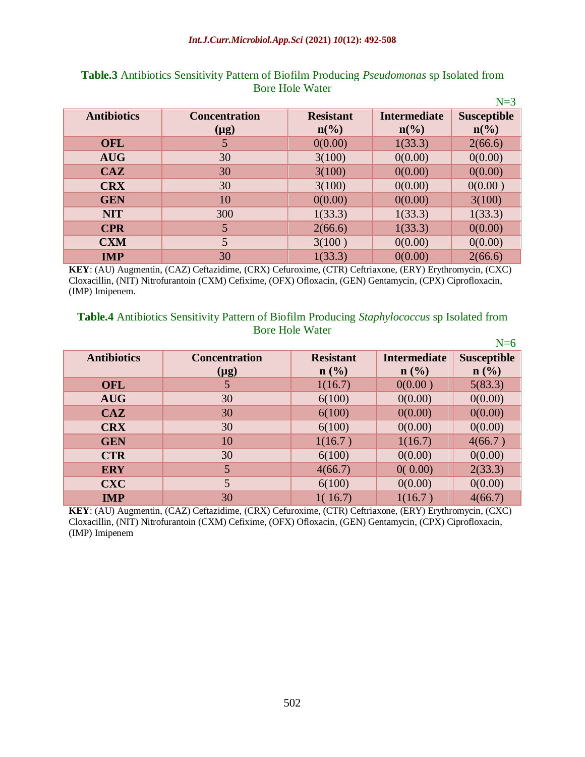**Table.3** Antibiotics Sensitivity Pattern of Biofilm Producing *Pseudomonas* sp Isolated from Bore Hole Water

N=3

| Antibiotics | Concentration (µg) | Resistant n(%) | Intermediate n(%) | Susceptible n(%) |
|---|---|---|---|---|
| **OFL** | 5 | 0(0.00) | 1(33.3) | 2(66.6) |
| **AUG** | 30 | 3(100) | 0(0.00) | 0(0.00) |
| **CAZ** | 30 | 3(100) | 0(0.00) | 0(0.00) |
| **CRX** | 30 | 3(100) | 0(0.00) | 0(0.00 ) |
| **GEN** | 10 | 0(0.00) | 0(0.00) | 3(100) |
| **NIT** | 300 | 1(33.3) | 1(33.3) | 1(33.3) |
| **CPR** | 5 | 2(66.6) | 1(33.3) | 0(0.00) |
| **CXM** | 5 | 3(100 ) | 0(0.00) | 0(0.00) |
| **IMP** | 30 | 1(33.3) | 0(0.00) | 2(66.6) |

**KEY**: (AU) Augmentin, (CAZ) Ceftazidime, (CRX) Cefuroxime, (CTR) Ceftriaxone, (ERY) Erythromycin, (CXC) Cloxacillin, (NIT) Nitrofurantoin (CXM) Cefixime, (OFX) Ofloxacin, (GEN) Gentamycin, (CPX) Ciprofloxacin, (IMP) Imipenem.

**Table.4** Antibiotics Sensitivity Pattern of Biofilm Producing *Staphylococcus* sp Isolated from Bore Hole Water

N=6

| Antibiotics | Concentration (µg) | Resistant n (%) | Intermediate n (%) | Susceptible n (%) |
|---|---|---|---|---|
| **OFL** | 5 | 1(16.7) | 0(0.00 ) | 5(83.3) |
| **AUG** | 30 | 6(100) | 0(0.00) | 0(0.00) |
| **CAZ** | 30 | 6(100) | 0(0.00) | 0(0.00) |
| **CRX** | 30 | 6(100) | 0(0.00) | 0(0.00) |
| **GEN** | 10 | 1(16.7 ) | 1(16.7) | 4(66.7 ) |
| **CTR** | 30 | 6(100) | 0(0.00) | 0(0.00) |
| **ERY** | 5 | 4(66.7) | 0( 0.00) | 2(33.3) |
| **CXC** | 5 | 6(100) | 0(0.00) | 0(0.00) |
| **IMP** | 30 | 1( 16.7) | 1(16.7 ) | 4(66.7) |

**KEY**: (AU) Augmentin, (CAZ) Ceftazidime, (CRX) Cefuroxime, (CTR) Ceftriaxone, (ERY) Erythromycin, (CXC) Cloxacillin, (NIT) Nitrofurantoin (CXM) Cefixime, (OFX) Ofloxacin, (GEN) Gentamycin, (CPX) Ciprofloxacin, (IMP) Imipenem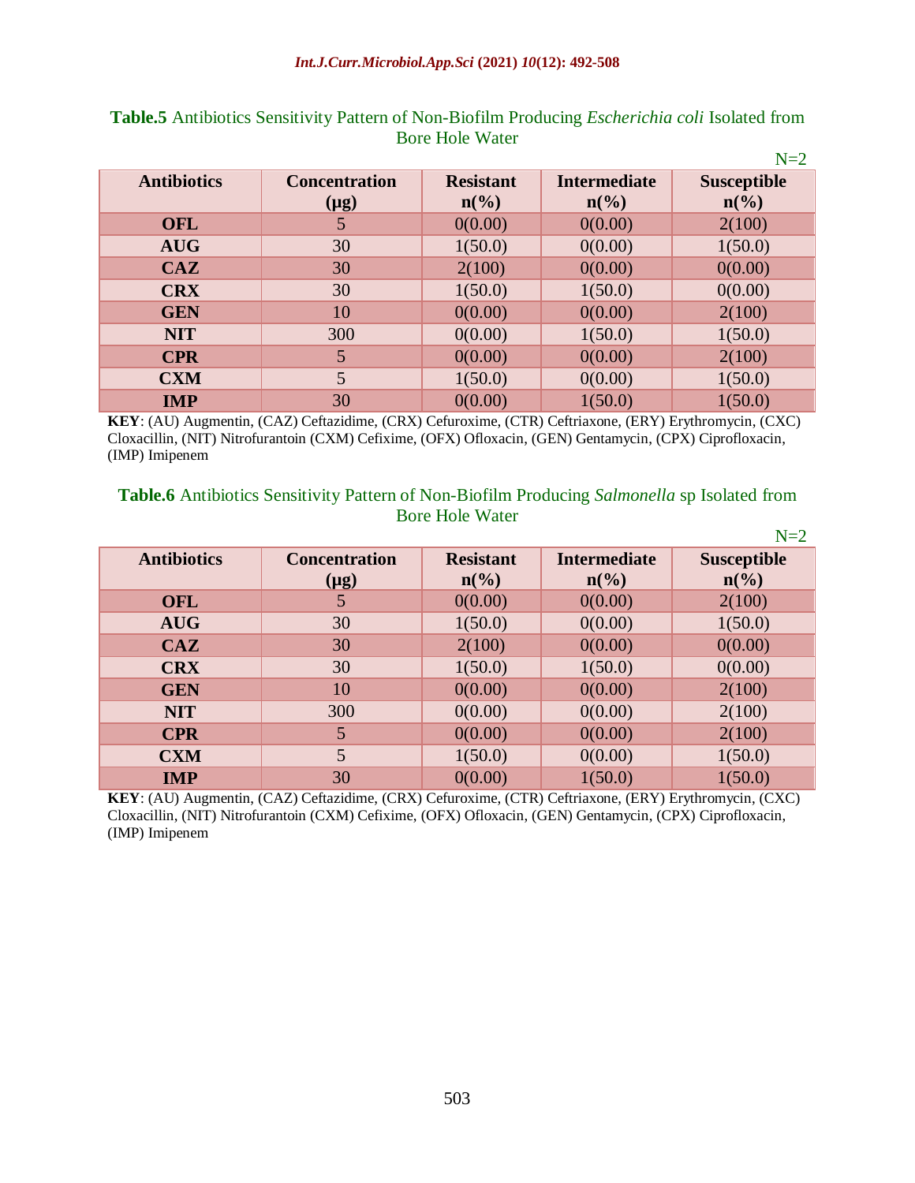**Table.5** Antibiotics Sensitivity Pattern of Non-Biofilm Producing *Escherichia coli* Isolated from Bore Hole Water

N=2

| Antibiotics | Concentration (µg) | Resistant n(%) | Intermediate n(%) | Susceptible n(%) |
|---|---|---|---|---|
| OFL | 5 | 0(0.00) | 0(0.00) | 2(100) |
| AUG | 30 | 1(50.0) | 0(0.00) | 1(50.0) |
| CAZ | 30 | 2(100) | 0(0.00) | 0(0.00) |
| CRX | 30 | 1(50.0) | 1(50.0) | 0(0.00) |
| GEN | 10 | 0(0.00) | 0(0.00) | 2(100) |
| NIT | 300 | 0(0.00) | 1(50.0) | 1(50.0) |
| CPR | 5 | 0(0.00) | 0(0.00) | 2(100) |
| CXM | 5 | 1(50.0) | 0(0.00) | 1(50.0) |
| IMP | 30 | 0(0.00) | 1(50.0) | 1(50.0) |

**KEY**: (AU) Augmentin, (CAZ) Ceftazidime, (CRX) Cefuroxime, (CTR) Ceftriaxone, (ERY) Erythromycin, (CXC) Cloxacillin, (NIT) Nitrofurantoin (CXM) Cefixime, (OFX) Ofloxacin, (GEN) Gentamycin, (CPX) Ciprofloxacin, (IMP) Imipenem

**Table.6** Antibiotics Sensitivity Pattern of Non-Biofilm Producing *Salmonella* sp Isolated from Bore Hole Water

N=2

| Antibiotics | Concentration (µg) | Resistant n(%) | Intermediate n(%) | Susceptible n(%) |
|---|---|---|---|---|
| OFL | 5 | 0(0.00) | 0(0.00) | 2(100) |
| AUG | 30 | 1(50.0) | 0(0.00) | 1(50.0) |
| CAZ | 30 | 2(100) | 0(0.00) | 0(0.00) |
| CRX | 30 | 1(50.0) | 1(50.0) | 0(0.00) |
| GEN | 10 | 0(0.00) | 0(0.00) | 2(100) |
| NIT | 300 | 0(0.00) | 0(0.00) | 2(100) |
| CPR | 5 | 0(0.00) | 0(0.00) | 2(100) |
| CXM | 5 | 1(50.0) | 0(0.00) | 1(50.0) |
| IMP | 30 | 0(0.00) | 1(50.0) | 1(50.0) |

**KEY**: (AU) Augmentin, (CAZ) Ceftazidime, (CRX) Cefuroxime, (CTR) Ceftriaxone, (ERY) Erythromycin, (CXC) Cloxacillin, (NIT) Nitrofurantoin (CXM) Cefixime, (OFX) Ofloxacin, (GEN) Gentamycin, (CPX) Ciprofloxacin, (IMP) Imipenem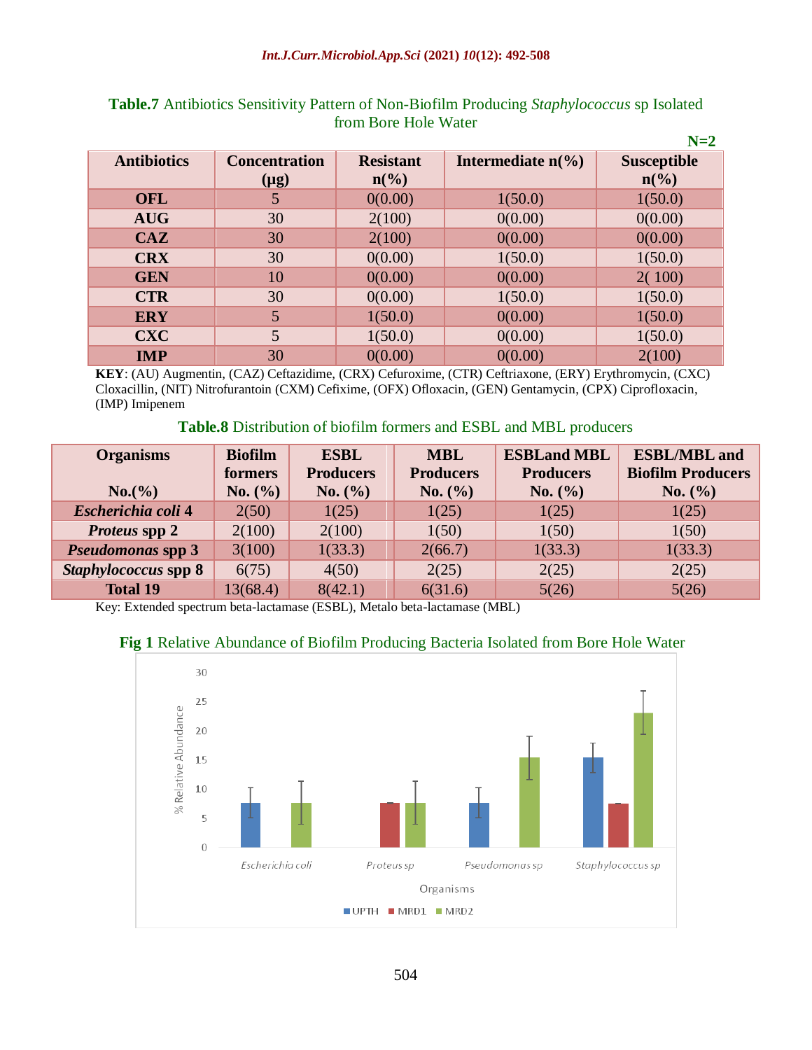**Table.7** Antibiotics Sensitivity Pattern of Non-Biofilm Producing *Staphylococcus* sp Isolated from Bore Hole Water

**N=2**

| Antibiotics | Concentration (µg) | Resistant n(%) | Intermediate n(%) | Susceptible n(%) |
|---|---|---|---|---|
| **OFL** | 5 | 0(0.00) | 1(50.0) | 1(50.0) |
| **AUG** | 30 | 2(100) | 0(0.00) | 0(0.00) |
| **CAZ** | 30 | 2(100) | 0(0.00) | 0(0.00) |
| **CRX** | 30 | 0(0.00) | 1(50.0) | 1(50.0) |
| **GEN** | 10 | 0(0.00) | 0(0.00) | 2( 100) |
| **CTR** | 30 | 0(0.00) | 1(50.0) | 1(50.0) |
| **ERY** | 5 | 1(50.0) | 0(0.00) | 1(50.0) |
| **CXC** | 5 | 1(50.0) | 0(0.00) | 1(50.0) |
| **IMP** | 30 | 0(0.00) | 0(0.00) | 2(100) |

**KEY**: (AU) Augmentin, (CAZ) Ceftazidime, (CRX) Cefuroxime, (CTR) Ceftriaxone, (ERY) Erythromycin, (CXC) Cloxacillin, (NIT) Nitrofurantoin (CXM) Cefixime, (OFX) Ofloxacin, (GEN) Gentamycin, (CPX) Ciprofloxacin, (IMP) Imipenem

**Table.8** Distribution of biofilm formers and ESBL and MBL producers

| Organisms No.(%) | Biofilm formers No. (%) | ESBL Producers No. (%) | MBL Producers No. (%) | ESBLand MBL Producers No. (%) | ESBL/MBL and Biofilm Producers No. (%) |
|---|---|---|---|---|---|
| ***Escherichia coli* 4** | 2(50) | 1(25) | 1(25) | 1(25) | 1(25) |
| ***Proteus* spp 2** | 2(100) | 2(100) | 1(50) | 1(50) | 1(50) |
| ***Pseudomonas* spp 3** | 3(100) | 1(33.3) | 2(66.7) | 1(33.3) | 1(33.3) |
| ***Staphylococcus* spp 8** | 6(75) | 4(50) | 2(25) | 2(25) | 2(25) |
| **Total 19** | 13(68.4) | 8(42.1) | 6(31.6) | 5(26) | 5(26) |

Key: Extended spectrum beta-lactamase (ESBL), Metalo beta-lactamase (MBL)

**Fig 1** Relative Abundance of Biofilm Producing Bacteria Isolated from Bore Hole Water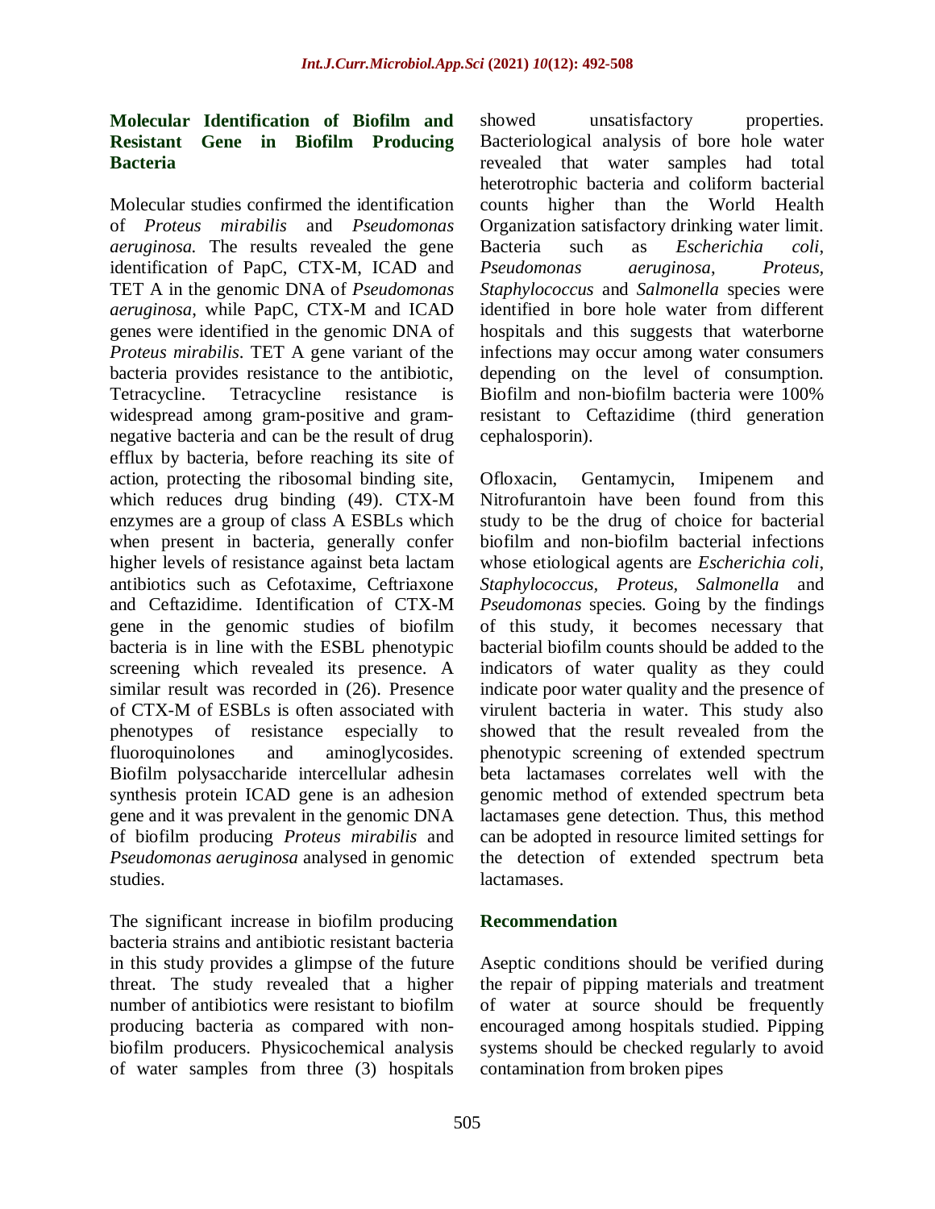### Molecular Identification of Biofilm and Resistant Gene in Biofilm Producing Bacteria

Molecular studies confirmed the identification of *Proteus mirabilis* and *Pseudomonas aeruginosa.* The results revealed the gene identification of PapC, CTX-M, ICAD and TET A in the genomic DNA of *Pseudomonas aeruginosa*, while PapC, CTX-M and ICAD genes were identified in the genomic DNA of *Proteus mirabilis*. TET A gene variant of the bacteria provides resistance to the antibiotic, Tetracycline. Tetracycline resistance is widespread among gram-positive and gram-negative bacteria and can be the result of drug efflux by bacteria, before reaching its site of action, protecting the ribosomal binding site, which reduces drug binding (49). CTX-M enzymes are a group of class A ESBLs which when present in bacteria, generally confer higher levels of resistance against beta lactam antibiotics such as Cefotaxime, Ceftriaxone and Ceftazidime. Identification of CTX-M gene in the genomic studies of biofilm bacteria is in line with the ESBL phenotypic screening which revealed its presence. A similar result was recorded in (26). Presence of CTX-M of ESBLs is often associated with phenotypes of resistance especially to fluoroquinolones and aminoglycosides. Biofilm polysaccharide intercellular adhesin synthesis protein ICAD gene is an adhesion gene and it was prevalent in the genomic DNA of biofilm producing *Proteus mirabilis* and *Pseudomonas aeruginosa* analysed in genomic studies.

The significant increase in biofilm producing bacteria strains and antibiotic resistant bacteria in this study provides a glimpse of the future threat. The study revealed that a higher number of antibiotics were resistant to biofilm producing bacteria as compared with non-biofilm producers. Physicochemical analysis of water samples from three (3) hospitals showed unsatisfactory properties. Bacteriological analysis of bore hole water revealed that water samples had total heterotrophic bacteria and coliform bacterial counts higher than the World Health Organization satisfactory drinking water limit. Bacteria such as *Escherichia coli*, *Pseudomonas aeruginosa*, *Proteus*, *Staphylococcus* and *Salmonella* species were identified in bore hole water from different hospitals and this suggests that waterborne infections may occur among water consumers depending on the level of consumption. Biofilm and non-biofilm bacteria were 100% resistant to Ceftazidime (third generation cephalosporin).

Ofloxacin, Gentamycin, Imipenem and Nitrofurantoin have been found from this study to be the drug of choice for bacterial biofilm and non-biofilm bacterial infections whose etiological agents are *Escherichia coli*, *Staphylococcus*, *Proteus*, *Salmonella* and *Pseudomonas* species. Going by the findings of this study, it becomes necessary that bacterial biofilm counts should be added to the indicators of water quality as they could indicate poor water quality and the presence of virulent bacteria in water. This study also showed that the result revealed from the phenotypic screening of extended spectrum beta lactamases correlates well with the genomic method of extended spectrum beta lactamases gene detection. Thus, this method can be adopted in resource limited settings for the detection of extended spectrum beta lactamases.

### Recommendation

Aseptic conditions should be verified during the repair of pipping materials and treatment of water at source should be frequently encouraged among hospitals studied. Pipping systems should be checked regularly to avoid contamination from broken pipes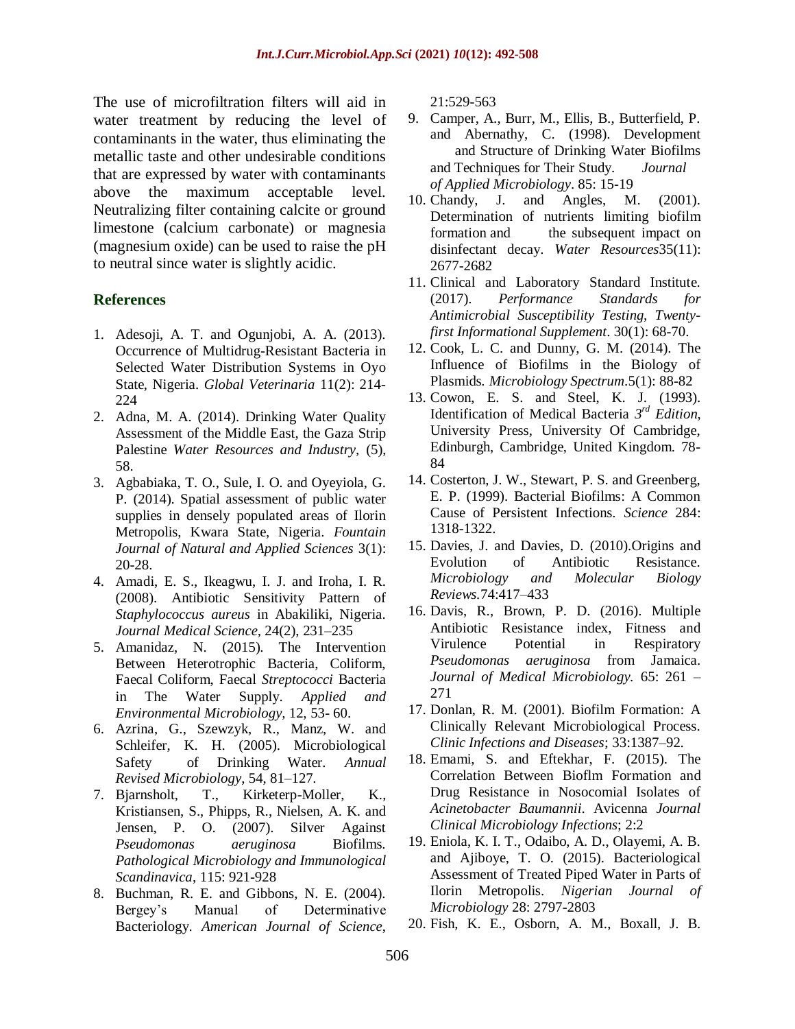The use of microfiltration filters will aid in water treatment by reducing the level of contaminants in the water, thus eliminating the metallic taste and other undesirable conditions that are expressed by water with contaminants above the maximum acceptable level. Neutralizing filter containing calcite or ground limestone (calcium carbonate) or magnesia (magnesium oxide) can be used to raise the pH to neutral since water is slightly acidic.

## References

1. Adesoji, A. T. and Ogunjobi, A. A. (2013). Occurrence of Multidrug-Resistant Bacteria in Selected Water Distribution Systems in Oyo State, Nigeria. *Global Veterinaria* 11(2): 214-224
2. Adna, M. A. (2014). Drinking Water Quality Assessment of the Middle East, the Gaza Strip Palestine *Water Resources and Industry*, (5), 58.
3. Agbabiaka, T. O., Sule, I. O. and Oyeyiola, G. P. (2014). Spatial assessment of public water supplies in densely populated areas of Ilorin Metropolis, Kwara State, Nigeria. *Fountain Journal of Natural and Applied Sciences* 3(1): 20-28.
4. Amadi, E. S., Ikeagwu, I. J. and Iroha, I. R. (2008). Antibiotic Sensitivity Pattern of *Staphylococcus aureus* in Abakiliki, Nigeria. *Journal Medical Science*, 24(2), 231–235
5. Amanidaz, N. (2015). The Intervention Between Heterotrophic Bacteria, Coliform, Faecal Coliform, Faecal *Streptococci* Bacteria in The Water Supply. *Applied and Environmental Microbiology*, 12, 53- 60.
6. Azrina, G., Szewzyk, R., Manz, W. and Schleifer, K. H. (2005). Microbiological Safety of Drinking Water. *Annual Revised Microbiology*, 54, 81–127.
7. Bjarnsholt, T., Kirketerp-Moller, K., Kristiansen, S., Phipps, R., Nielsen, A. K. and Jensen, P. O. (2007). Silver Against *Pseudomonas aeruginosa* Biofilms. *Pathological Microbiology and Immunological Scandinavica*, 115: 921-928
8. Buchman, R. E. and Gibbons, N. E. (2004). Bergey's Manual of Determinative Bacteriology. *American Journal of Science*, 21:529-563
9. Camper, A., Burr, M., Ellis, B., Butterfield, P. and Abernathy, C. (1998). Development and Structure of Drinking Water Biofilms and Techniques for Their Study. *Journal of Applied Microbiology*. 85: 15-19
10. Chandy, J. and Angles, M. (2001). Determination of nutrients limiting biofilm formation and the subsequent impact on disinfectant decay. *Water Resources*35(11): 2677-2682
11. Clinical and Laboratory Standard Institute. (2017). *Performance Standards for Antimicrobial Susceptibility Testing, Twenty-first Informational Supplement*. 30(1): 68-70.
12. Cook, L. C. and Dunny, G. M. (2014). The Influence of Biofilms in the Biology of Plasmids. *Microbiology Spectrum*.5(1): 88-82
13. Cowon, E. S. and Steel, K. J. (1993). Identification of Medical Bacteria *3rd Edition*, University Press, University Of Cambridge, Edinburgh, Cambridge, United Kingdom. 78-84
14. Costerton, J. W., Stewart, P. S. and Greenberg, E. P. (1999). Bacterial Biofilms: A Common Cause of Persistent Infections. *Science* 284: 1318-1322.
15. Davies, J. and Davies, D. (2010).Origins and Evolution of Antibiotic Resistance. *Microbiology and Molecular Biology Reviews*.74:417–433
16. Davis, R., Brown, P. D. (2016). Multiple Antibiotic Resistance index, Fitness and Virulence Potential in Respiratory *Pseudomonas aeruginosa* from Jamaica. *Journal of Medical Microbiology.* 65: 261 – 271
17. Donlan, R. M. (2001). Biofilm Formation: A Clinically Relevant Microbiological Process. *Clinic Infections and Diseases*; 33:1387–92.
18. Emami, S. and Eftekhar, F. (2015). The Correlation Between Bioflm Formation and Drug Resistance in Nosocomial Isolates of *Acinetobacter Baumannii*. Avicenna *Journal Clinical Microbiology Infections*; 2:2
19. Eniola, K. I. T., Odaibo, A. D., Olayemi, A. B. and Ajiboye, T. O. (2015). Bacteriological Assessment of Treated Piped Water in Parts of Ilorin Metropolis. *Nigerian Journal of Microbiology* 28: 2797-2803
20. Fish, K. E., Osborn, A. M., Boxall, J. B.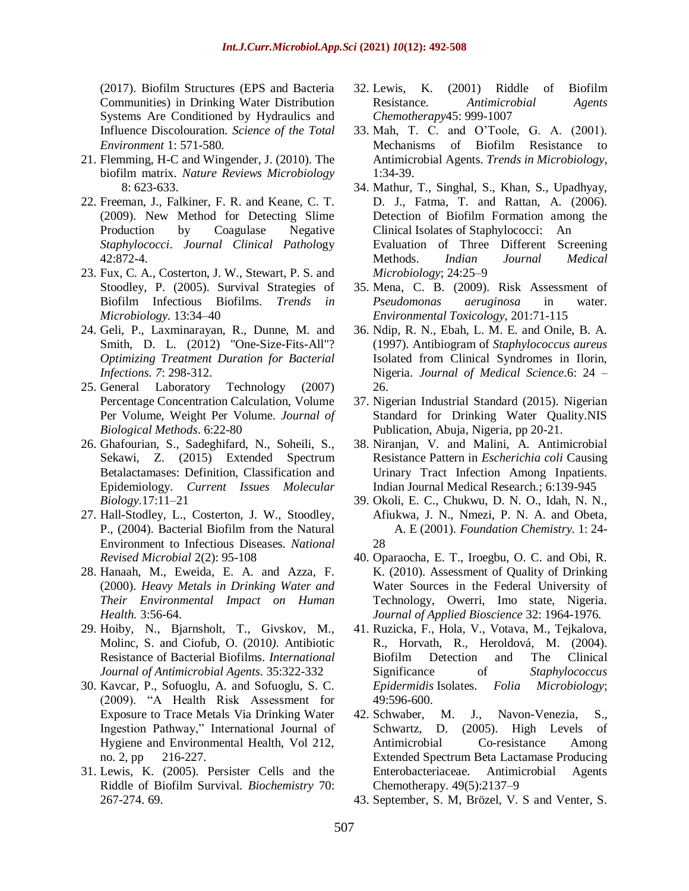(2017). Biofilm Structures (EPS and Bacteria Communities) in Drinking Water Distribution Systems Are Conditioned by Hydraulics and Influence Discolouration. *Science of the Total Environment* 1: 571-580.

21. Flemming, H-C and Wingender, J. (2010). The biofilm matrix. *Nature Reviews Microbiology* 8: 623-633.
22. Freeman, J., Falkiner, F. R. and Keane, C. T. (2009). New Method for Detecting Slime Production by Coagulase Negative *Staphylococci*. *Journal Clinical Pathol*ogy 42:872-4.
23. Fux, C. A., Costerton, J. W., Stewart, P. S. and Stoodley, P. (2005). Survival Strategies of Biofilm Infectious Biofilms. *Trends in Microbiology.* 13:34–40
24. Geli, P., Laxminarayan, R., Dunne, M. and Smith, D. L. (2012) "One-Size-Fits-All"? *Optimizing Treatment Duration for Bacterial Infections. 7*: 298-312.
25. General Laboratory Technology (2007) Percentage Concentration Calculation, Volume Per Volume, Weight Per Volume. *Journal of Biological Methods*. 6:22-80
26. Ghafourian, S., Sadeghifard, N., Soheili, S., Sekawi, Z. (2015) Extended Spectrum Betalactamases: Definition, Classification and Epidemiology. *Current Issues Molecular Biology*.17:11–21
27. Hall-Stodley, L., Costerton, J. W., Stoodley, P., (2004). Bacterial Biofilm from the Natural Environment to Infectious Diseases. *National Revised Microbial* 2(2): 95-108
28. Hanaah, M., Eweida, E. A. and Azza, F. (2000). *Heavy Metals in Drinking Water and Their Environmental Impact on Human Health.* 3:56-64.
29. Hoiby, N., Bjarnsholt, T., Givskov, M., Molinc, S. and Ciofub, O. (2010*)*. Antibiotic Resistance of Bacterial Biofilms. *International Journal of Antimicrobial Agents*. 35:322-332
30. Kavcar, P., Sofuoglu, A. and Sofuoglu, S. C. (2009). "A Health Risk Assessment for Exposure to Trace Metals Via Drinking Water Ingestion Pathway," International Journal of Hygiene and Environmental Health, Vol 212, no. 2, pp 216-227.
31. Lewis, K. (2005). Persister Cells and the Riddle of Biofilm Survival. *Biochemistry* 70: 267-274. 69.
32. Lewis, K. (2001) Riddle of Biofilm Resistance. *Antimicrobial Agents Chemotherapy*45: 999-1007
33. Mah, T. C. and O'Toole, G. A. (2001). Mechanisms of Biofilm Resistance to Antimicrobial Agents. *Trends in Microbiology,* 1:34-39.
34. Mathur, T., Singhal, S., Khan, S., Upadhyay, D. J., Fatma, T. and Rattan, A. (2006). Detection of Biofilm Formation among the Clinical Isolates of Staphylococci: An Evaluation of Three Different Screening Methods. *Indian Journal Medical Microbiology*; 24:25–9
35. Mena, C. B. (2009). Risk Assessment of *Pseudomonas aeruginosa* in water. *Environmental Toxicology,* 201:71-115
36. Ndip, R. N., Ebah, L. M. E. and Onile, B. A. (1997). Antibiogram of *Staphylococcus aureus* Isolated from Clinical Syndromes in Ilorin, Nigeria. *Journal of Medical Science*.6: 24 – 26.
37. Nigerian Industrial Standard (2015). Nigerian Standard for Drinking Water Quality.NIS Publication, Abuja, Nigeria, pp 20-21.
38. Niranjan, V. and Malini, A. Antimicrobial Resistance Pattern in *Escherichia coli* Causing Urinary Tract Infection Among Inpatients. Indian Journal Medical Research.; 6:139-945
39. Okoli, E. C., Chukwu, D. N. O., Idah, N. N., Afiukwa, J. N., Nmezi, P. N. A. and Obeta, A. E (2001). *Foundation Chemistry.* 1: 24-28
40. Oparaocha, E. T., Iroegbu, O. C. and Obi, R. K. (2010). Assessment of Quality of Drinking Water Sources in the Federal University of Technology, Owerri, Imo state, Nigeria. *Journal of Applied Bioscience* 32: 1964-1976.
41. Ruzicka, F., Hola, V., Votava, M., Tejkalova, R., Horvath, R., Heroldová, M. (2004). Biofilm Detection and The Clinical Significance of *Staphylococcus Epidermidis* Isolates. *Folia Microbiology*; 49:596-600.
42. Schwaber, M. J., Navon-Venezia, S., Schwartz, D. (2005). High Levels of Antimicrobial Co-resistance Among Extended Spectrum Beta Lactamase Producing Enterobacteriaceae. Antimicrobial Agents Chemotherapy. 49(5):2137–9
43. September, S. M, Brözel, V. S and Venter, S.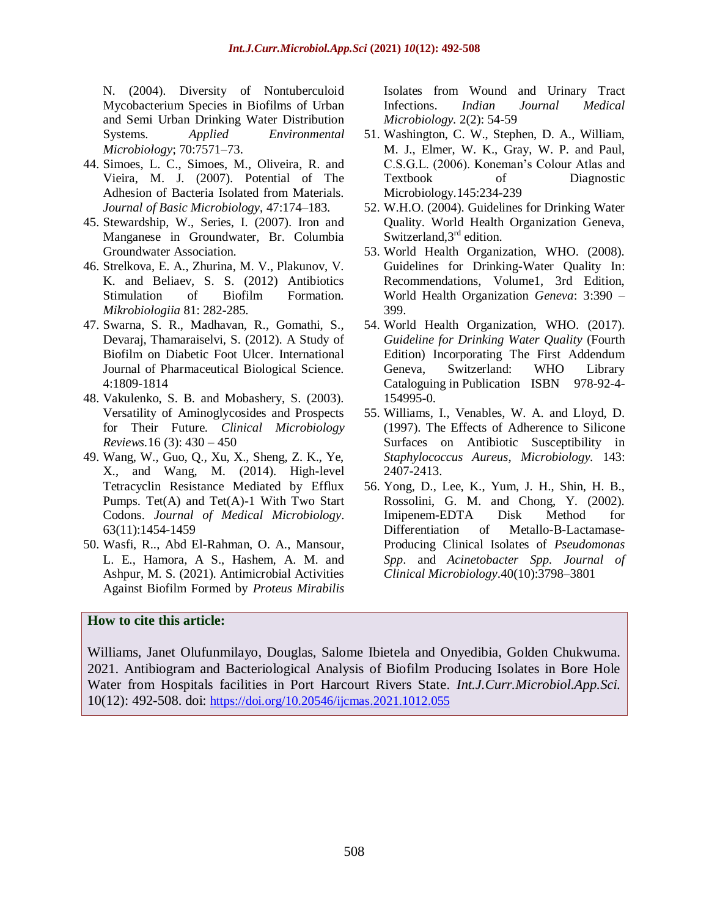N. (2004). Diversity of Nontuberculoid Mycobacterium Species in Biofilms of Urban and Semi Urban Drinking Water Distribution Systems. *Applied Environmental Microbiology*; 70:7571–73.

44. Simoes, L. C., Simoes, M., Oliveira, R. and Vieira, M. J. (2007). Potential of The Adhesion of Bacteria Isolated from Materials. *Journal of Basic Microbiology*, 47:174–183.
45. Stewardship, W., Series, I. (2007). Iron and Manganese in Groundwater, Br. Columbia Groundwater Association.
46. Strelkova, E. A., Zhurina, M. V., Plakunov, V. K. and Beliaev, S. S. (2012) Antibiotics Stimulation of Biofilm Formation. *Mikrobiologiia* 81: 282-285.
47. Swarna, S. R., Madhavan, R., Gomathi, S., Devaraj, Thamaraiselvi, S. (2012). A Study of Biofilm on Diabetic Foot Ulcer. International Journal of Pharmaceutical Biological Science. 4:1809-1814
48. Vakulenko, S. B. and Mobashery, S. (2003). Versatility of Aminoglycosides and Prospects for Their Future. *Clinical Microbiology Reviews*.16 (3): 430 – 450
49. Wang, W., Guo, Q., Xu, X., Sheng, Z. K., Ye, X., and Wang, M. (2014). High-level Tetracyclin Resistance Mediated by Efflux Pumps. Tet(A) and Tet(A)-1 With Two Start Codons. *Journal of Medical Microbiology*. 63(11):1454-1459
50. Wasfi, R.., Abd El-Rahman, O. A., Mansour, L. E., Hamora, A S., Hashem, A. M. and Ashpur, M. S. (2021). Antimicrobial Activities Against Biofilm Formed by *Proteus Mirabilis* Isolates from Wound and Urinary Tract Infections. *Indian Journal Medical Microbiology*. 2(2): 54-59
51. Washington, C. W., Stephen, D. A., William, M. J., Elmer, W. K., Gray, W. P. and Paul, C.S.G.L. (2006). Koneman's Colour Atlas and Textbook of Diagnostic Microbiology.145:234-239
52. W.H.O. (2004). Guidelines for Drinking Water Quality. World Health Organization Geneva, Switzerland,3rd edition.
53. World Health Organization, WHO. (2008). Guidelines for Drinking-Water Quality In: Recommendations, Volume1, 3rd Edition, World Health Organization *Geneva*: 3:390 – 399.
54. World Health Organization, WHO. (2017). *Guideline for Drinking Water Quality* (Fourth Edition) Incorporating The First Addendum Geneva, Switzerland: WHO Library Cataloguing in Publication ISBN 978-92-4-154995-0.
55. Williams, I., Venables, W. A. and Lloyd, D. (1997). The Effects of Adherence to Silicone Surfaces on Antibiotic Susceptibility in *Staphylococcus Aureus*, *Microbiology*. 143: 2407-2413.
56. Yong, D., Lee, K., Yum, J. H., Shin, H. B., Rossolini, G. M. and Chong, Y. (2002). Imipenem-EDTA Disk Method for Differentiation of Metallo-B-Lactamase-Producing Clinical Isolates of *Pseudomonas Spp*. and *Acinetobacter Spp. Journal of Clinical Microbiology*.40(10):3798–3801

**How to cite this article:**

Williams, Janet Olufunmilayo, Douglas, Salome Ibietela and Onyedibia, Golden Chukwuma. 2021. Antibiogram and Bacteriological Analysis of Biofilm Producing Isolates in Bore Hole Water from Hospitals facilities in Port Harcourt Rivers State. *Int.J.Curr.Microbiol.App.Sci.* 10(12): 492-508. doi: https://doi.org/10.20546/ijcmas.2021.1012.055